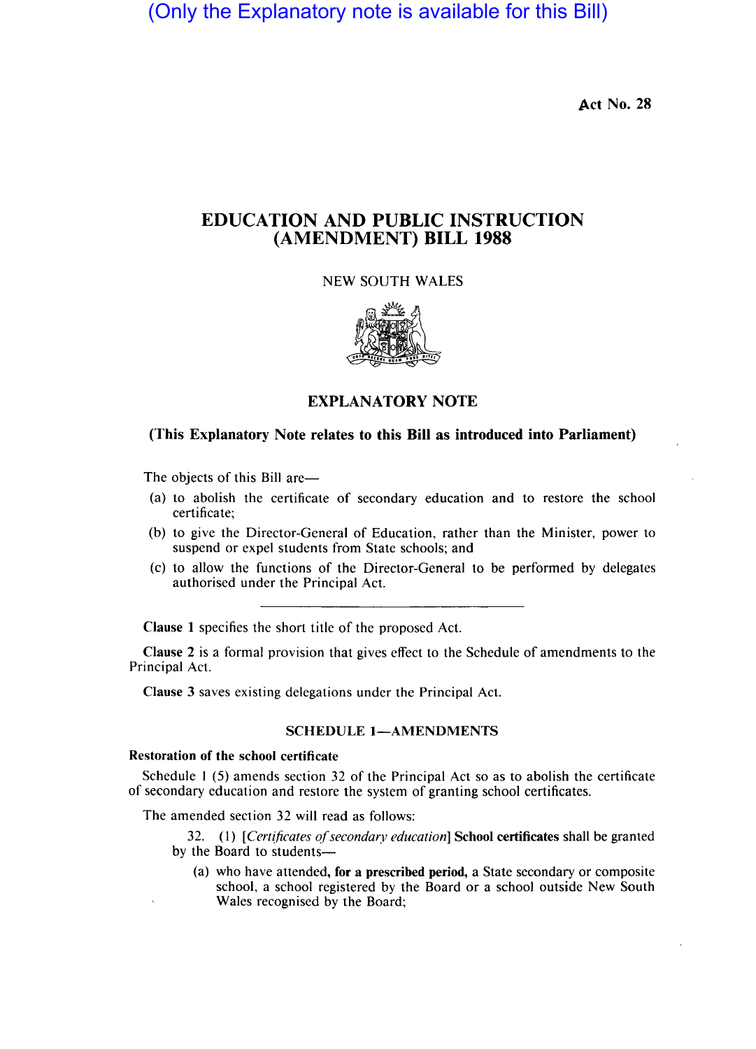(Only the Explanatory note is available for this Bill)

Act No. 28

# EDUCATION AND PUBLIC INSTRUCTION (AMENDMENT) BILL 1988

NEW SOUTH WALES

## EXPLANATORY NOTE

**(This Explanatory Note relates to this Bill as introduced into Parliament)**

The objects of this Bill are—

(a) to abolish the certificate of secondary education and to restore the school certificate;

(b) to give the Director-General of Education, rather than the Minister, power to suspend or expel students from State schools; and

(c) to allow the functions of the Director-General to be performed by delegates authorised under the Principal Act.

---

**Clause 1** specifies the short title of the proposed Act.

**Clause 2** is a formal provision that gives effect to the Schedule of amendments to the Principal Act.

**Clause 3** saves existing delegations under the Principal Act.

### SCHEDULE 1—AMENDMENTS

**Restoration of the school certificate**

Schedule 1 (5) amends section 32 of the Principal Act so as to abolish the certificate of secondary education and restore the system of granting school certificates.

The amended section 32 will read as follows:

32. (1) [*Certificates of secondary education*] **School certificates** shall be granted by the Board to students—

(a) who have attended, **for a prescribed period,** a State secondary or composite school, a school registered by the Board or a school outside New South Wales recognised by the Board;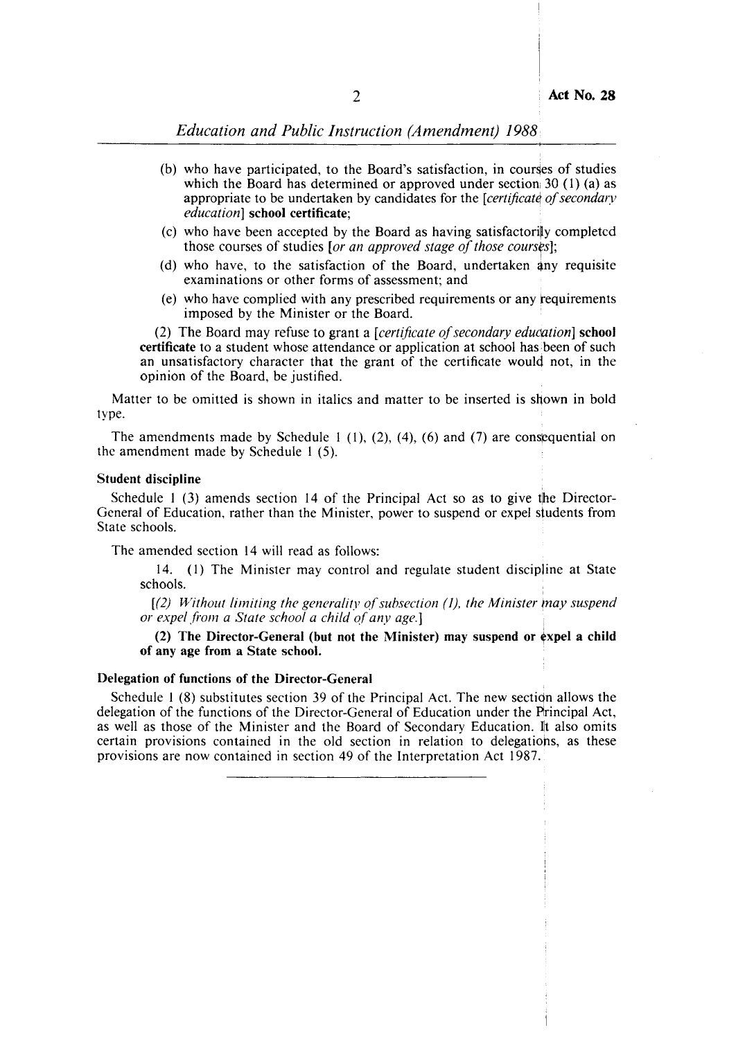(b) who have participated, to the Board's satisfaction, in courses of studies which the Board has determined or approved under section 30 (1) (a) as appropriate to be undertaken by candidates for the [*certificate of secondary education*] **school certificate**;

(c) who have been accepted by the Board as having satisfactorily completed those courses of studies [*or an approved stage of those courses*];

(d) who have, to the satisfaction of the Board, undertaken any requisite examinations or other forms of assessment; and

(e) who have complied with any prescribed requirements or any requirements imposed by the Minister or the Board.

(2) The Board may refuse to grant a [*certificate of secondary education*] **school certificate** to a student whose attendance or application at school has been of such an unsatisfactory character that the grant of the certificate would not, in the opinion of the Board, be justified.

Matter to be omitted is shown in italics and matter to be inserted is shown in bold type.

The amendments made by Schedule 1 (1), (2), (4), (6) and (7) are consequential on the amendment made by Schedule 1 (5).

#### Student discipline

Schedule 1 (3) amends section 14 of the Principal Act so as to give the Director-General of Education, rather than the Minister, power to suspend or expel students from State schools.

The amended section 14 will read as follows:

14. (1) The Minister may control and regulate student discipline at State schools.

[*(2) Without limiting the generality of subsection (1), the Minister may suspend or expel from a State school a child of any age.*]

**(2) The Director-General (but not the Minister) may suspend or expel a child of any age from a State school.**

#### Delegation of functions of the Director-General

Schedule 1 (8) substitutes section 39 of the Principal Act. The new section allows the delegation of the functions of the Director-General of Education under the Principal Act, as well as those of the Minister and the Board of Secondary Education. It also omits certain provisions contained in the old section in relation to delegations, as these provisions are now contained in section 49 of the Interpretation Act 1987.